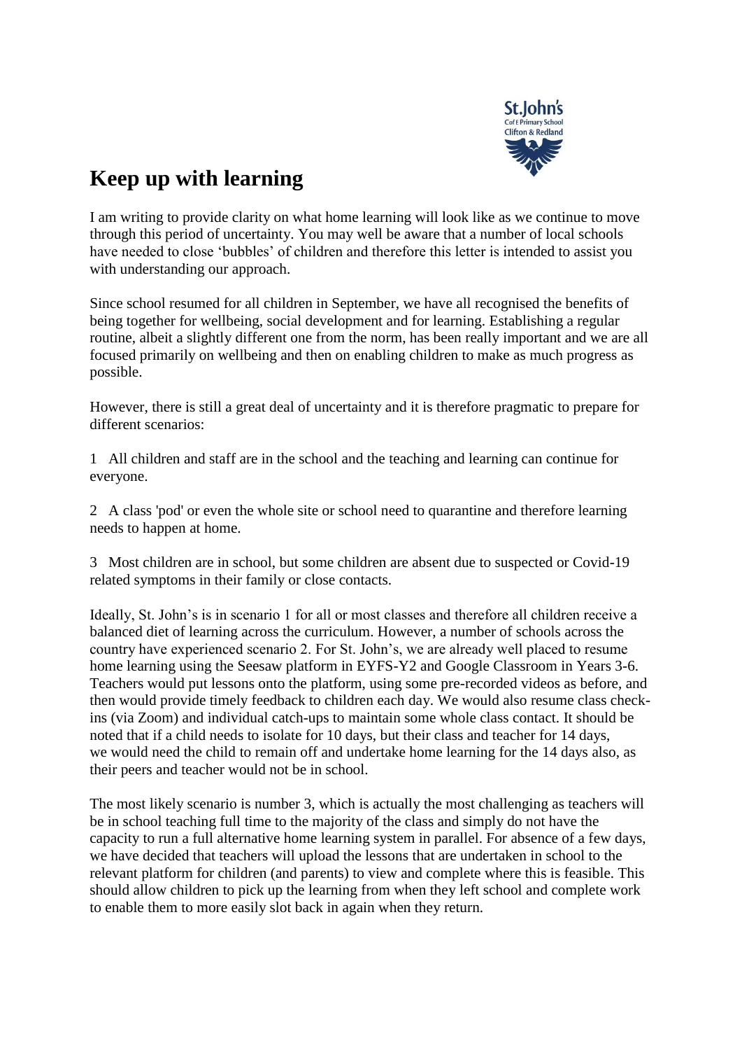# Keep up with learning

I am writing to provide clarity on what home learning will look like as we continue to move through this period of uncertainty. You may well be aware that a number of local schools have needed to close 'bubbles' of children and therefore this letter is intended to assist you with understanding our approach.

Since school resumed for all children in September, we have all recognised the benefits of being together for wellbeing, social development and for learning. Establishing a regular routine, albeit a slightly different one from the norm, has been really important and we are all focused primarily on wellbeing and then on enabling children to make as much progress as possible.

However, there is still a great deal of uncertainty and it is therefore pragmatic to prepare for different scenarios:

1 All children and staff are in the school and the teaching and learning can continue for everyone.

2 A class 'pod' or even the whole site or school need to quarantine and therefore learning needs to happen at home.

3 Most children are in school, but some children are absent due to suspected or Covid-19 related symptoms in their family or close contacts.

Ideally, St. John's is in scenario 1 for all or most classes and therefore all children receive a balanced diet of learning across the curriculum. However, a number of schools across the country have experienced scenario 2. For St. John's, we are already well placed to resume home learning using the Seesaw platform in EYFS-Y2 and Google Classroom in Years 3-6. Teachers would put lessons onto the platform, using some pre-recorded videos as before, and then would provide timely feedback to children each day. We would also resume class check-ins (via Zoom) and individual catch-ups to maintain some whole class contact. It should be noted that if a child needs to isolate for 10 days, but their class and teacher for 14 days, we would need the child to remain off and undertake home learning for the 14 days also, as their peers and teacher would not be in school.

The most likely scenario is number 3, which is actually the most challenging as teachers will be in school teaching full time to the majority of the class and simply do not have the capacity to run a full alternative home learning system in parallel. For absence of a few days, we have decided that teachers will upload the lessons that are undertaken in school to the relevant platform for children (and parents) to view and complete where this is feasible. This should allow children to pick up the learning from when they left school and complete work to enable them to more easily slot back in again when they return.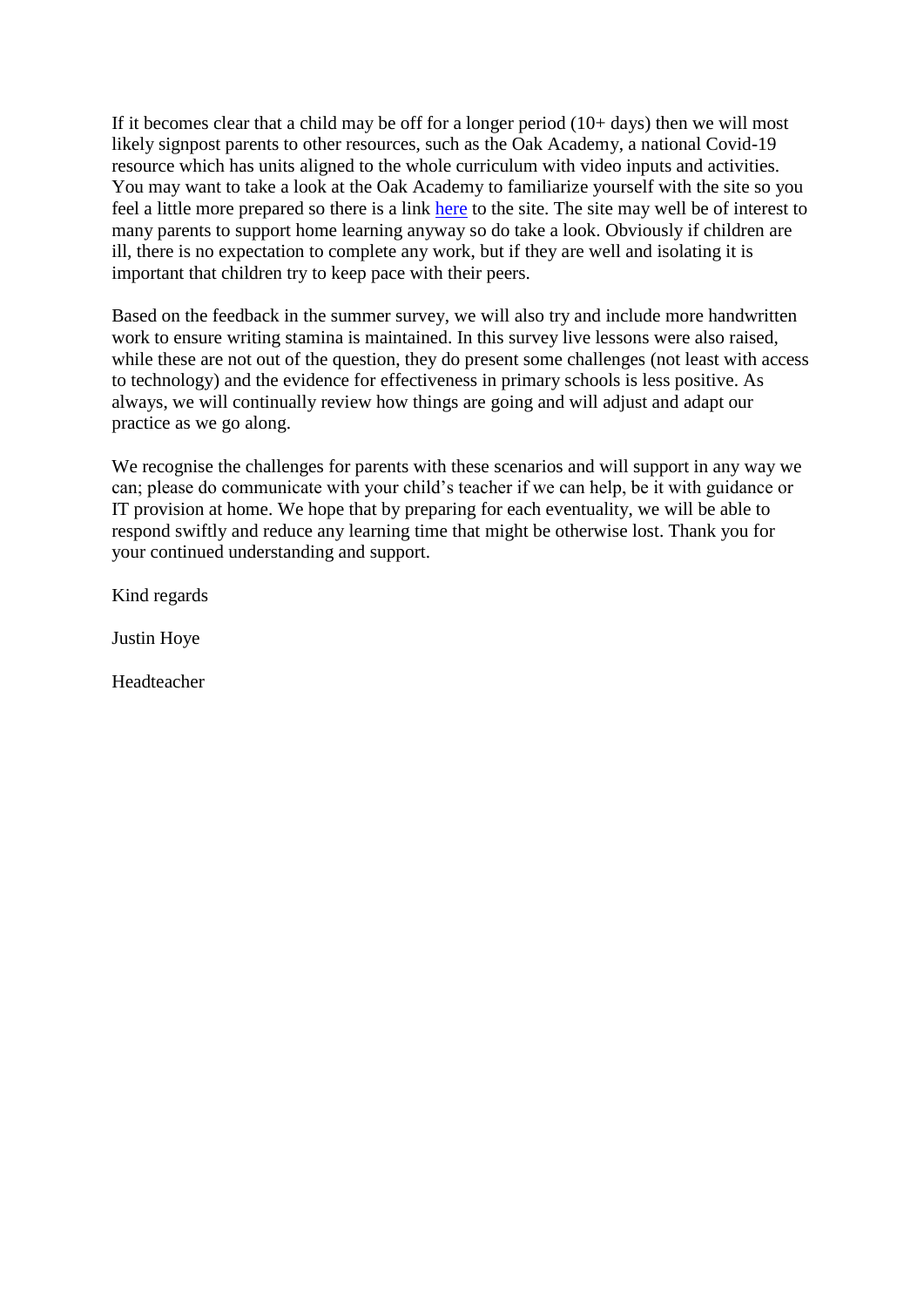If it becomes clear that a child may be off for a longer period (10+ days) then we will most likely signpost parents to other resources, such as the Oak Academy, a national Covid-19 resource which has units aligned to the whole curriculum with video inputs and activities. You may want to take a look at the Oak Academy to familiarize yourself with the site so you feel a little more prepared so there is a link here to the site. The site may well be of interest to many parents to support home learning anyway so do take a look. Obviously if children are ill, there is no expectation to complete any work, but if they are well and isolating it is important that children try to keep pace with their peers.

Based on the feedback in the summer survey, we will also try and include more handwritten work to ensure writing stamina is maintained. In this survey live lessons were also raised, while these are not out of the question, they do present some challenges (not least with access to technology) and the evidence for effectiveness in primary schools is less positive. As always, we will continually review how things are going and will adjust and adapt our practice as we go along.

We recognise the challenges for parents with these scenarios and will support in any way we can; please do communicate with your child's teacher if we can help, be it with guidance or IT provision at home. We hope that by preparing for each eventuality, we will be able to respond swiftly and reduce any learning time that might be otherwise lost. Thank you for your continued understanding and support.

Kind regards

Justin Hoye

Headteacher